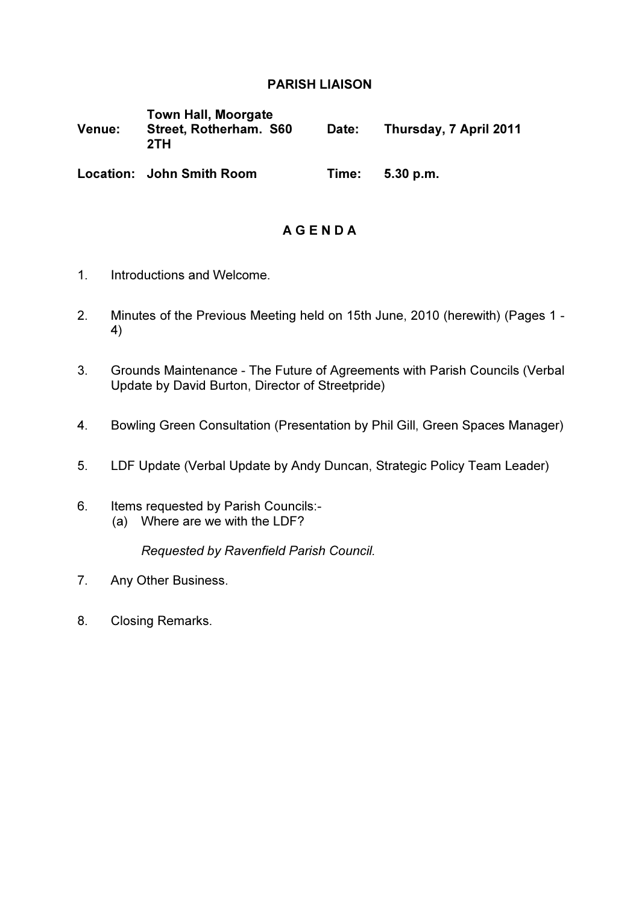# PARISH LIAISON

| | | | |
|---|---|---|---|
| **Venue:** | **Town Hall, Moorgate Street, Rotherham. S60 2TH** | **Date:** | **Thursday, 7 April 2011** |
| **Location:** | **John Smith Room** | **Time:** | **5.30 p.m.** |

## A G E N D A

1. Introductions and Welcome.

2. Minutes of the Previous Meeting held on 15th June, 2010 (herewith) (Pages 1 - 4)

3. Grounds Maintenance - The Future of Agreements with Parish Councils (Verbal Update by David Burton, Director of Streetpride)

4. Bowling Green Consultation (Presentation by Phil Gill, Green Spaces Manager)

5. LDF Update (Verbal Update by Andy Duncan, Strategic Policy Team Leader)

6. Items requested by Parish Councils:-
   (a) Where are we with the LDF?

   *Requested by Ravenfield Parish Council.*

7. Any Other Business.

8. Closing Remarks.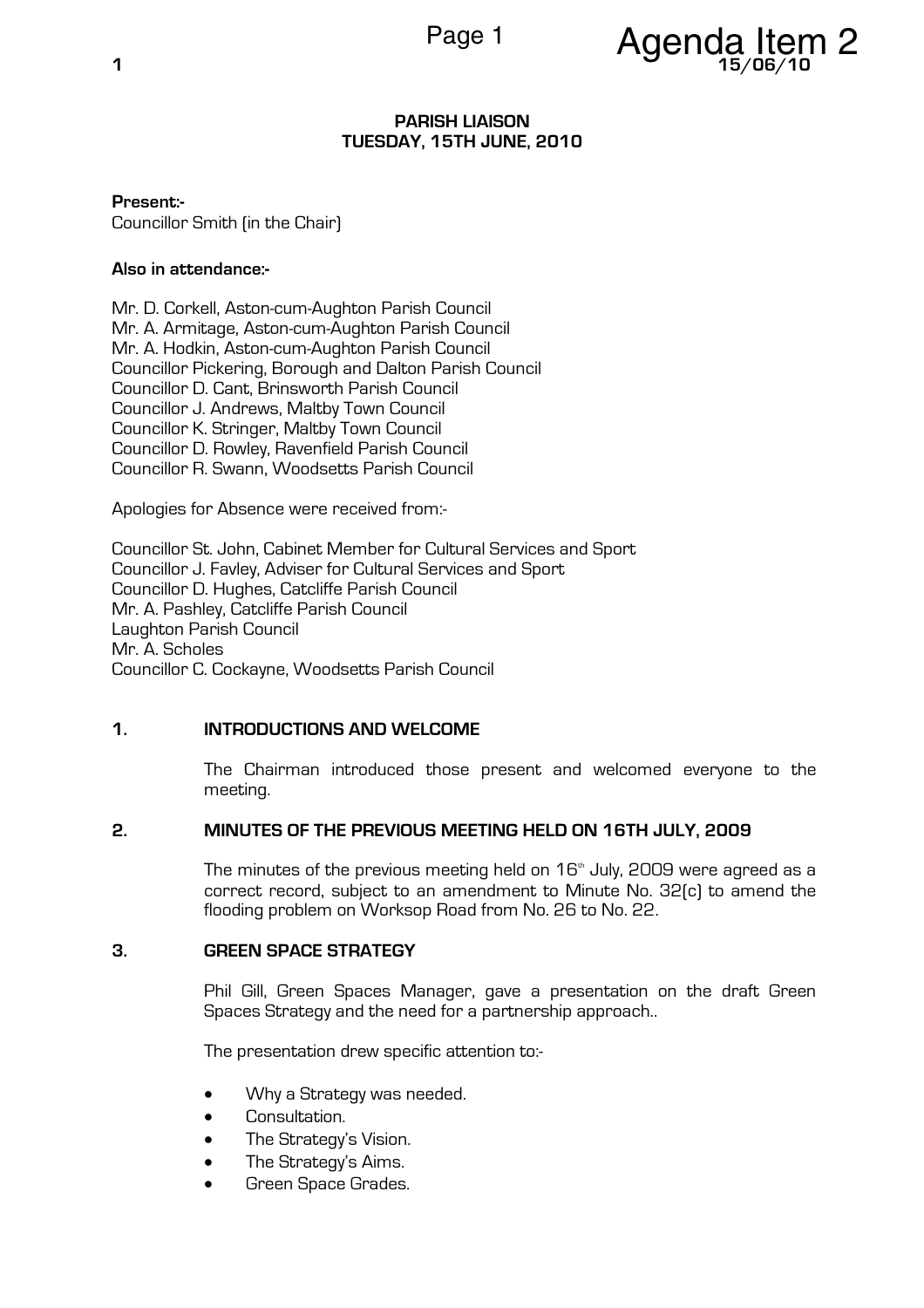# PARISH LIAISON
## TUESDAY, 15TH JUNE, 2010

**Present:-**
Councillor Smith (in the Chair)

**Also in attendance:-**

Mr. D. Corkell, Aston-cum-Aughton Parish Council
Mr. A. Armitage, Aston-cum-Aughton Parish Council
Mr. A. Hodkin, Aston-cum-Aughton Parish Council
Councillor Pickering, Borough and Dalton Parish Council
Councillor D. Cant, Brinsworth Parish Council
Councillor J. Andrews, Maltby Town Council
Councillor K. Stringer, Maltby Town Council
Councillor D. Rowley, Ravenfield Parish Council
Councillor R. Swann, Woodsetts Parish Council

Apologies for Absence were received from:-

Councillor St. John, Cabinet Member for Cultural Services and Sport
Councillor J. Favley, Adviser for Cultural Services and Sport
Councillor D. Hughes, Catcliffe Parish Council
Mr. A. Pashley, Catcliffe Parish Council
Laughton Parish Council
Mr. A. Scholes
Councillor C. Cockayne, Woodsetts Parish Council

### 1. INTRODUCTIONS AND WELCOME

The Chairman introduced those present and welcomed everyone to the meeting.

### 2. MINUTES OF THE PREVIOUS MEETING HELD ON 16TH JULY, 2009

The minutes of the previous meeting held on 16th July, 2009 were agreed as a correct record, subject to an amendment to Minute No. 32(c) to amend the flooding problem on Worksop Road from No. 26 to No. 22.

### 3. GREEN SPACE STRATEGY

Phil Gill, Green Spaces Manager, gave a presentation on the draft Green Spaces Strategy and the need for a partnership approach..

The presentation drew specific attention to:-

- Why a Strategy was needed.
- Consultation.
- The Strategy's Vision.
- The Strategy's Aims.
- Green Space Grades.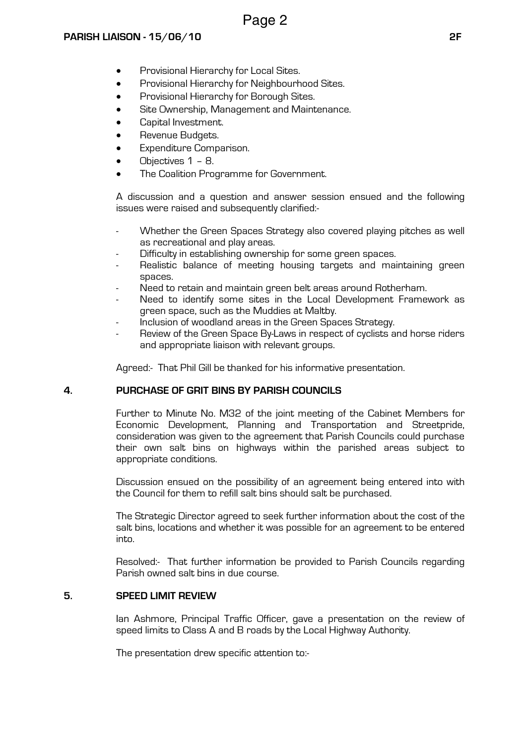- Provisional Hierarchy for Local Sites.
- Provisional Hierarchy for Neighbourhood Sites.
- Provisional Hierarchy for Borough Sites.
- Site Ownership, Management and Maintenance.
- Capital Investment.
- Revenue Budgets.
- Expenditure Comparison.
- Objectives 1 – 8.
- The Coalition Programme for Government.

A discussion and a question and answer session ensued and the following issues were raised and subsequently clarified:-

- Whether the Green Spaces Strategy also covered playing pitches as well as recreational and play areas.
- Difficulty in establishing ownership for some green spaces.
- Realistic balance of meeting housing targets and maintaining green spaces.
- Need to retain and maintain green belt areas around Rotherham.
- Need to identify some sites in the Local Development Framework as green space, such as the Muddies at Maltby.
- Inclusion of woodland areas in the Green Spaces Strategy.
- Review of the Green Space By-Laws in respect of cyclists and horse riders and appropriate liaison with relevant groups.

Agreed:- That Phil Gill be thanked for his informative presentation.

## 4. PURCHASE OF GRIT BINS BY PARISH COUNCILS

Further to Minute No. M32 of the joint meeting of the Cabinet Members for Economic Development, Planning and Transportation and Streetpride, consideration was given to the agreement that Parish Councils could purchase their own salt bins on highways within the parished areas subject to appropriate conditions.

Discussion ensued on the possibility of an agreement being entered into with the Council for them to refill salt bins should salt be purchased.

The Strategic Director agreed to seek further information about the cost of the salt bins, locations and whether it was possible for an agreement to be entered into.

Resolved:- That further information be provided to Parish Councils regarding Parish owned salt bins in due course.

## 5. SPEED LIMIT REVIEW

Ian Ashmore, Principal Traffic Officer, gave a presentation on the review of speed limits to Class A and B roads by the Local Highway Authority.

The presentation drew specific attention to:-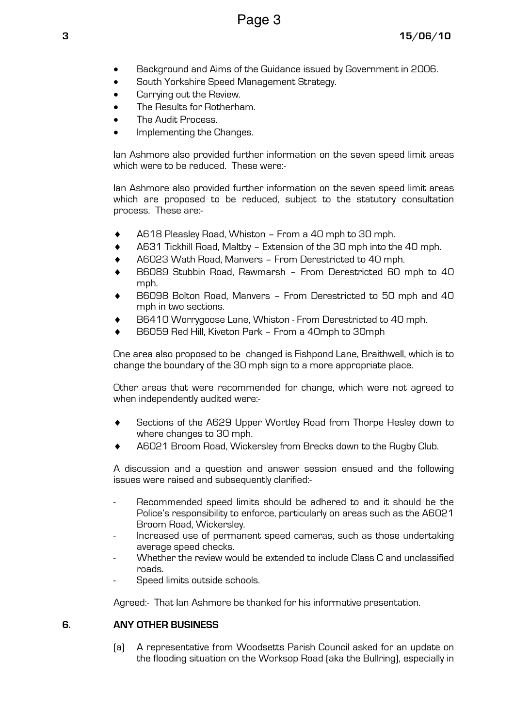- Background and Aims of the Guidance issued by Government in 2006.
- South Yorkshire Speed Management Strategy.
- Carrying out the Review.
- The Results for Rotherham.
- The Audit Process.
- Implementing the Changes.

Ian Ashmore also provided further information on the seven speed limit areas which were to be reduced. These were:-

Ian Ashmore also provided further information on the seven speed limit areas which are proposed to be reduced, subject to the statutory consultation process. These are:-

- A618 Pleasley Road, Whiston – From a 40 mph to 30 mph.
- A631 Tickhill Road, Maltby – Extension of the 30 mph into the 40 mph.
- A6023 Wath Road, Manvers – From Derestricted to 40 mph.
- B6089 Stubbin Road, Rawmarsh – From Derestricted 60 mph to 40 mph.
- B6098 Bolton Road, Manvers – From Derestricted to 50 mph and 40 mph in two sections.
- B6410 Worrygoose Lane, Whiston - From Derestricted to 40 mph.
- B6059 Red Hill, Kiveton Park – From a 40mph to 30mph

One area also proposed to be changed is Fishpond Lane, Braithwell, which is to change the boundary of the 30 mph sign to a more appropriate place.

Other areas that were recommended for change, which were not agreed to when independently audited were:-

- Sections of the A629 Upper Wortley Road from Thorpe Hesley down to where changes to 30 mph.
- A6021 Broom Road, Wickersley from Brecks down to the Rugby Club.

A discussion and a question and answer session ensued and the following issues were raised and subsequently clarified:-

- Recommended speed limits should be adhered to and it should be the Police's responsibility to enforce, particularly on areas such as the A6021 Broom Road, Wickersley.
- Increased use of permanent speed cameras, such as those undertaking average speed checks.
- Whether the review would be extended to include Class C and unclassified roads.
- Speed limits outside schools.

Agreed:- That Ian Ashmore be thanked for his informative presentation.

## 6. ANY OTHER BUSINESS

(a) A representative from Woodsetts Parish Council asked for an update on the flooding situation on the Worksop Road (aka the Bullring), especially in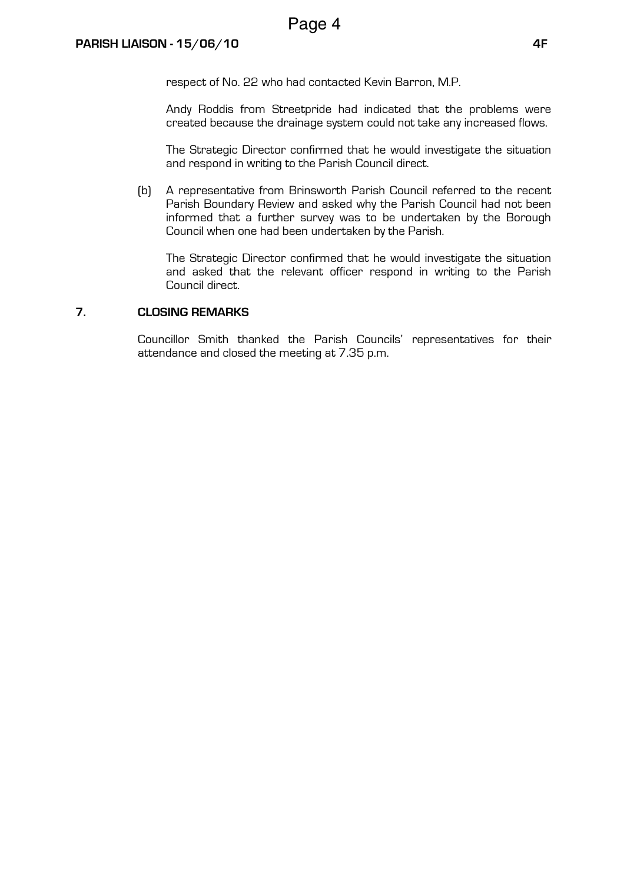respect of No. 22 who had contacted Kevin Barron, M.P.

Andy Roddis from Streetpride had indicated that the problems were created because the drainage system could not take any increased flows.

The Strategic Director confirmed that he would investigate the situation and respond in writing to the Parish Council direct.

(b) A representative from Brinsworth Parish Council referred to the recent Parish Boundary Review and asked why the Parish Council had not been informed that a further survey was to be undertaken by the Borough Council when one had been undertaken by the Parish.

The Strategic Director confirmed that he would investigate the situation and asked that the relevant officer respond in writing to the Parish Council direct.

## 7. CLOSING REMARKS

Councillor Smith thanked the Parish Councils' representatives for their attendance and closed the meeting at 7.35 p.m.